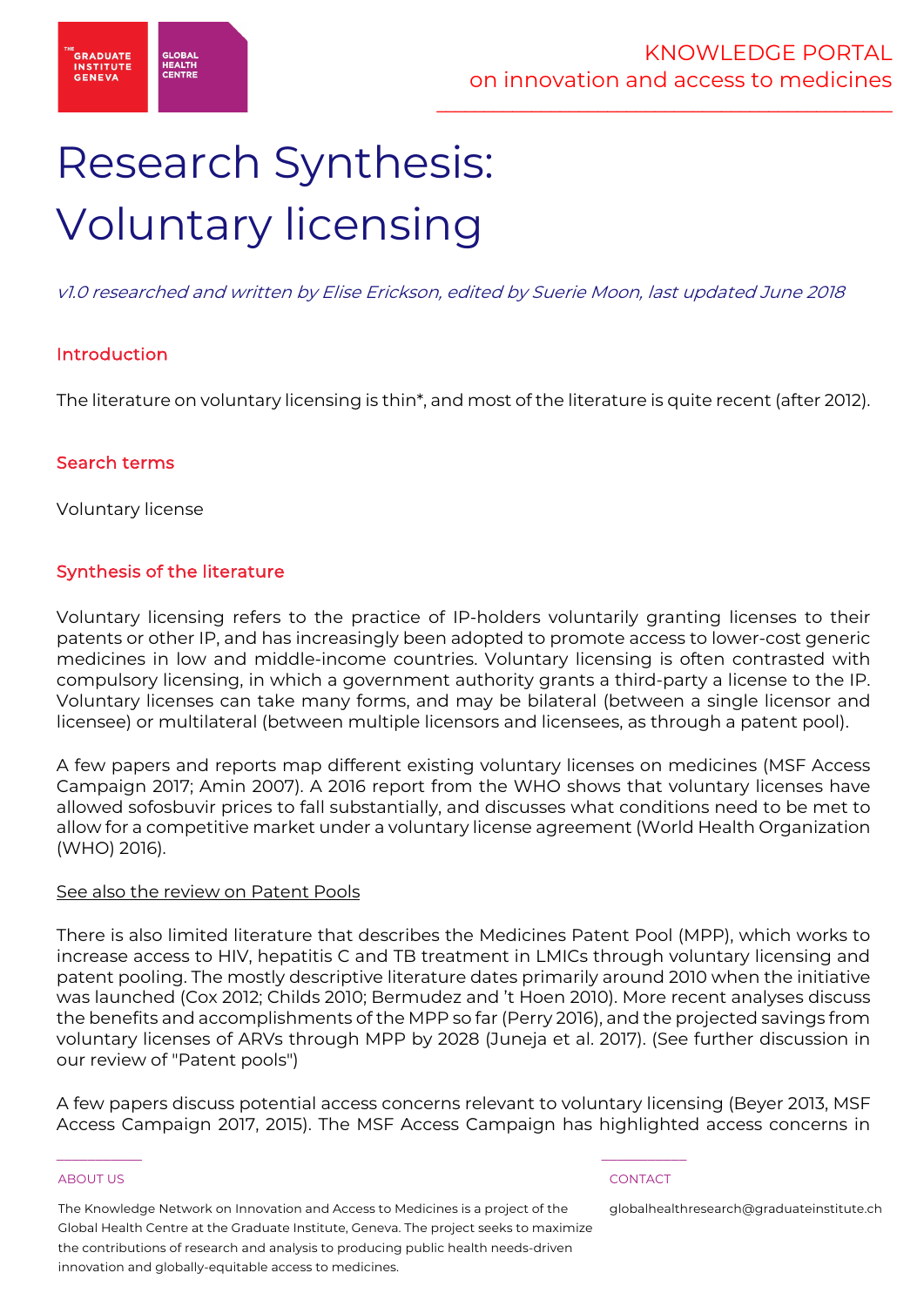# Research Synthesis: Voluntary licensing

*v1.0 researched and written by Elise Erickson, edited by Suerie Moon, last updated June 2018*

## Introduction

The literature on voluntary licensing is thin*, and most of the literature is quite recent (after 2012).

## Search terms

Voluntary license

## Synthesis of the literature

Voluntary licensing refers to the practice of IP-holders voluntarily granting licenses to their patents or other IP, and has increasingly been adopted to promote access to lower-cost generic medicines in low and middle-income countries. Voluntary licensing is often contrasted with compulsory licensing, in which a government authority grants a third-party a license to the IP. Voluntary licenses can take many forms, and may be bilateral (between a single licensor and licensee) or multilateral (between multiple licensors and licensees, as through a patent pool).

A few papers and reports map different existing voluntary licenses on medicines (MSF Access Campaign 2017; Amin 2007). A 2016 report from the WHO shows that voluntary licenses have allowed sofosbuvir prices to fall substantially, and discusses what conditions need to be met to allow for a competitive market under a voluntary license agreement (World Health Organization (WHO) 2016).

See also the review on Patent Pools

There is also limited literature that describes the Medicines Patent Pool (MPP), which works to increase access to HIV, hepatitis C and TB treatment in LMICs through voluntary licensing and patent pooling. The mostly descriptive literature dates primarily around 2010 when the initiative was launched (Cox 2012; Childs 2010; Bermudez and 't Hoen 2010). More recent analyses discuss the benefits and accomplishments of the MPP so far (Perry 2016), and the projected savings from voluntary licenses of ARVs through MPP by 2028 (Juneja et al. 2017). (See further discussion in our review of "Patent pools")

A few papers discuss potential access concerns relevant to voluntary licensing (Beyer 2013, MSF Access Campaign 2017, 2015). The MSF Access Campaign has highlighted access concerns in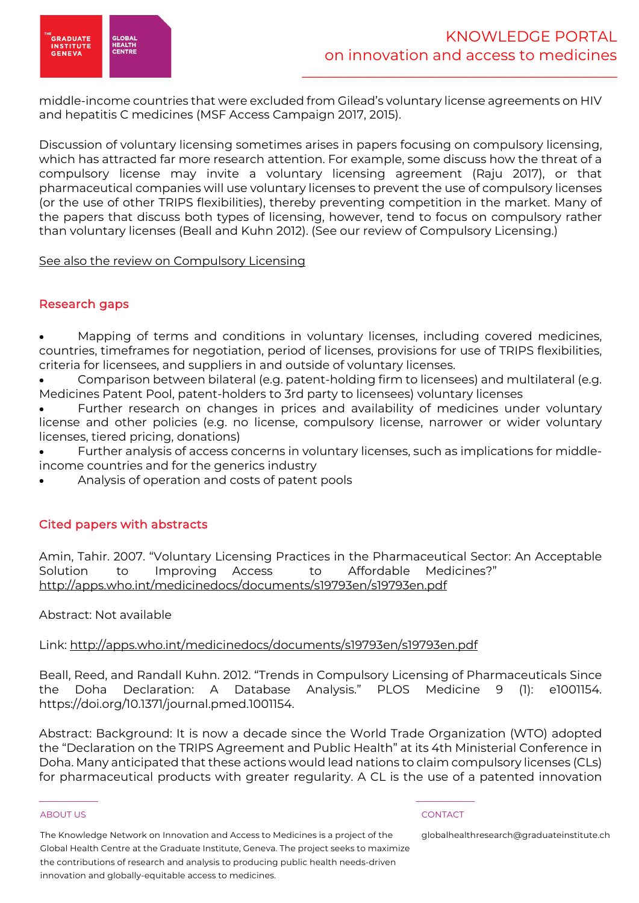middle-income countries that were excluded from Gilead's voluntary license agreements on HIV and hepatitis C medicines (MSF Access Campaign 2017, 2015).

Discussion of voluntary licensing sometimes arises in papers focusing on compulsory licensing, which has attracted far more research attention. For example, some discuss how the threat of a compulsory license may invite a voluntary licensing agreement (Raju 2017), or that pharmaceutical companies will use voluntary licenses to prevent the use of compulsory licenses (or the use of other TRIPS flexibilities), thereby preventing competition in the market. Many of the papers that discuss both types of licensing, however, tend to focus on compulsory rather than voluntary licenses (Beall and Kuhn 2012). (See our review of Compulsory Licensing.)

See also the review on Compulsory Licensing

## Research gaps

- Mapping of terms and conditions in voluntary licenses, including covered medicines, countries, timeframes for negotiation, period of licenses, provisions for use of TRIPS flexibilities, criteria for licensees, and suppliers in and outside of voluntary licenses.
- Comparison between bilateral (e.g. patent-holding firm to licensees) and multilateral (e.g. Medicines Patent Pool, patent-holders to 3rd party to licensees) voluntary licenses
- Further research on changes in prices and availability of medicines under voluntary license and other policies (e.g. no license, compulsory license, narrower or wider voluntary licenses, tiered pricing, donations)
- Further analysis of access concerns in voluntary licenses, such as implications for middle-income countries and for the generics industry
- Analysis of operation and costs of patent pools

## Cited papers with abstracts

Amin, Tahir. 2007. "Voluntary Licensing Practices in the Pharmaceutical Sector: An Acceptable Solution to Improving Access to Affordable Medicines?" http://apps.who.int/medicinedocs/documents/s19793en/s19793en.pdf

Abstract: Not available

Link: http://apps.who.int/medicinedocs/documents/s19793en/s19793en.pdf

Beall, Reed, and Randall Kuhn. 2012. "Trends in Compulsory Licensing of Pharmaceuticals Since the Doha Declaration: A Database Analysis." PLOS Medicine 9 (1): e1001154. https://doi.org/10.1371/journal.pmed.1001154.

Abstract: Background: It is now a decade since the World Trade Organization (WTO) adopted the "Declaration on the TRIPS Agreement and Public Health" at its 4th Ministerial Conference in Doha. Many anticipated that these actions would lead nations to claim compulsory licenses (CLs) for pharmaceutical products with greater regularity. A CL is the use of a patented innovation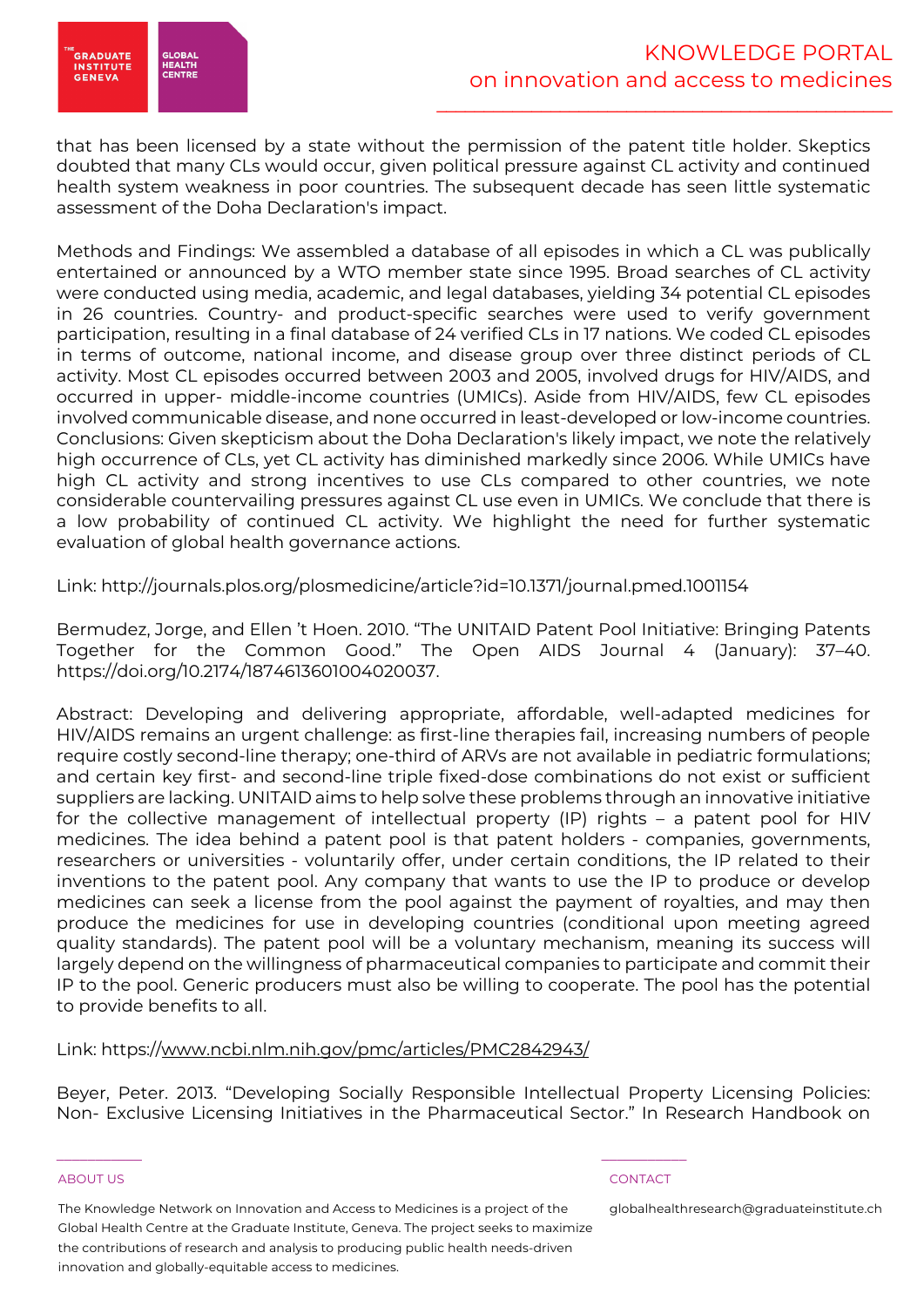that has been licensed by a state without the permission of the patent title holder. Skeptics doubted that many CLs would occur, given political pressure against CL activity and continued health system weakness in poor countries. The subsequent decade has seen little systematic assessment of the Doha Declaration's impact.

Methods and Findings: We assembled a database of all episodes in which a CL was publically entertained or announced by a WTO member state since 1995. Broad searches of CL activity were conducted using media, academic, and legal databases, yielding 34 potential CL episodes in 26 countries. Country- and product-specific searches were used to verify government participation, resulting in a final database of 24 verified CLs in 17 nations. We coded CL episodes in terms of outcome, national income, and disease group over three distinct periods of CL activity. Most CL episodes occurred between 2003 and 2005, involved drugs for HIV/AIDS, and occurred in upper- middle-income countries (UMICs). Aside from HIV/AIDS, few CL episodes involved communicable disease, and none occurred in least-developed or low-income countries. Conclusions: Given skepticism about the Doha Declaration's likely impact, we note the relatively high occurrence of CLs, yet CL activity has diminished markedly since 2006. While UMICs have high CL activity and strong incentives to use CLs compared to other countries, we note considerable countervailing pressures against CL use even in UMICs. We conclude that there is a low probability of continued CL activity. We highlight the need for further systematic evaluation of global health governance actions.

Link: http://journals.plos.org/plosmedicine/article?id=10.1371/journal.pmed.1001154

Bermudez, Jorge, and Ellen 't Hoen. 2010. "The UNITAID Patent Pool Initiative: Bringing Patents Together for the Common Good." The Open AIDS Journal 4 (January): 37–40. https://doi.org/10.2174/1874613601004020037.

Abstract: Developing and delivering appropriate, affordable, well-adapted medicines for HIV/AIDS remains an urgent challenge: as first-line therapies fail, increasing numbers of people require costly second-line therapy; one-third of ARVs are not available in pediatric formulations; and certain key first- and second-line triple fixed-dose combinations do not exist or sufficient suppliers are lacking. UNITAID aims to help solve these problems through an innovative initiative for the collective management of intellectual property (IP) rights – a patent pool for HIV medicines. The idea behind a patent pool is that patent holders - companies, governments, researchers or universities - voluntarily offer, under certain conditions, the IP related to their inventions to the patent pool. Any company that wants to use the IP to produce or develop medicines can seek a license from the pool against the payment of royalties, and may then produce the medicines for use in developing countries (conditional upon meeting agreed quality standards). The patent pool will be a voluntary mechanism, meaning its success will largely depend on the willingness of pharmaceutical companies to participate and commit their IP to the pool. Generic producers must also be willing to cooperate. The pool has the potential to provide benefits to all.

Link: https://www.ncbi.nlm.nih.gov/pmc/articles/PMC2842943/

Beyer, Peter. 2013. "Developing Socially Responsible Intellectual Property Licensing Policies: Non- Exclusive Licensing Initiatives in the Pharmaceutical Sector." In Research Handbook on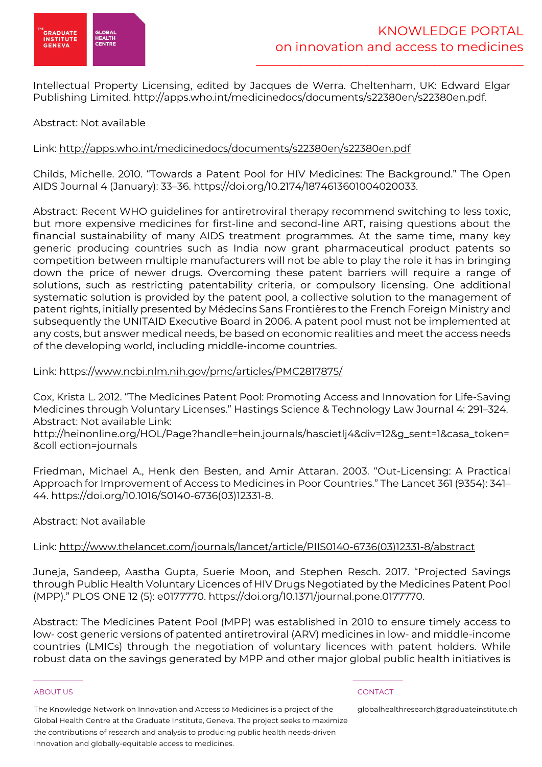Intellectual Property Licensing, edited by Jacques de Werra. Cheltenham, UK: Edward Elgar Publishing Limited. http://apps.who.int/medicinedocs/documents/s22380en/s22380en.pdf.

Abstract: Not available

Link: http://apps.who.int/medicinedocs/documents/s22380en/s22380en.pdf

Childs, Michelle. 2010. "Towards a Patent Pool for HIV Medicines: The Background." The Open AIDS Journal 4 (January): 33–36. https://doi.org/10.2174/1874613601004020033.

Abstract: Recent WHO guidelines for antiretroviral therapy recommend switching to less toxic, but more expensive medicines for first-line and second-line ART, raising questions about the financial sustainability of many AIDS treatment programmes. At the same time, many key generic producing countries such as India now grant pharmaceutical product patents so competition between multiple manufacturers will not be able to play the role it has in bringing down the price of newer drugs. Overcoming these patent barriers will require a range of solutions, such as restricting patentability criteria, or compulsory licensing. One additional systematic solution is provided by the patent pool, a collective solution to the management of patent rights, initially presented by Médecins Sans Frontières to the French Foreign Ministry and subsequently the UNITAID Executive Board in 2006. A patent pool must not be implemented at any costs, but answer medical needs, be based on economic realities and meet the access needs of the developing world, including middle-income countries.

Link: https://www.ncbi.nlm.nih.gov/pmc/articles/PMC2817875/

Cox, Krista L. 2012. "The Medicines Patent Pool: Promoting Access and Innovation for Life-Saving Medicines through Voluntary Licenses." Hastings Science & Technology Law Journal 4: 291–324.
Abstract: Not available Link:
http://heinonline.org/HOL/Page?handle=hein.journals/hascietlj4&div=12&g_sent=1&casa_token=&collection=journals

Friedman, Michael A., Henk den Besten, and Amir Attaran. 2003. "Out-Licensing: A Practical Approach for Improvement of Access to Medicines in Poor Countries." The Lancet 361 (9354): 341–44. https://doi.org/10.1016/S0140-6736(03)12331-8.

Abstract: Not available

Link: http://www.thelancet.com/journals/lancet/article/PIIS0140-6736(03)12331-8/abstract

Juneja, Sandeep, Aastha Gupta, Suerie Moon, and Stephen Resch. 2017. "Projected Savings through Public Health Voluntary Licences of HIV Drugs Negotiated by the Medicines Patent Pool (MPP)." PLOS ONE 12 (5): e0177770. https://doi.org/10.1371/journal.pone.0177770.

Abstract: The Medicines Patent Pool (MPP) was established in 2010 to ensure timely access to low- cost generic versions of patented antiretroviral (ARV) medicines in low- and middle-income countries (LMICs) through the negotiation of voluntary licences with patent holders. While robust data on the savings generated by MPP and other major global public health initiatives is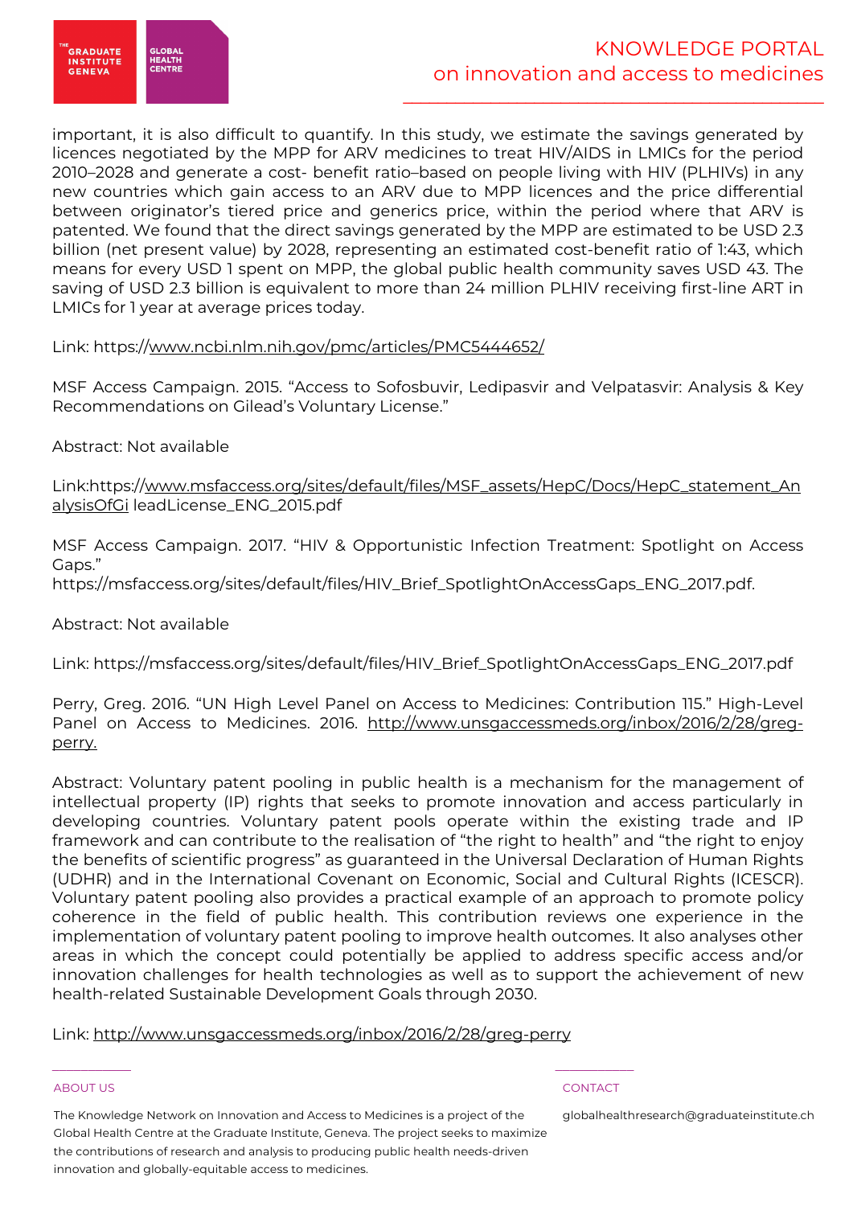important, it is also difficult to quantify. In this study, we estimate the savings generated by licences negotiated by the MPP for ARV medicines to treat HIV/AIDS in LMICs for the period 2010–2028 and generate a cost- benefit ratio–based on people living with HIV (PLHIVs) in any new countries which gain access to an ARV due to MPP licences and the price differential between originator's tiered price and generics price, within the period where that ARV is patented. We found that the direct savings generated by the MPP are estimated to be USD 2.3 billion (net present value) by 2028, representing an estimated cost-benefit ratio of 1:43, which means for every USD 1 spent on MPP, the global public health community saves USD 43. The saving of USD 2.3 billion is equivalent to more than 24 million PLHIV receiving first-line ART in LMICs for 1 year at average prices today.

Link: https://www.ncbi.nlm.nih.gov/pmc/articles/PMC5444652/

MSF Access Campaign. 2015. "Access to Sofosbuvir, Ledipasvir and Velpatasvir: Analysis & Key Recommendations on Gilead's Voluntary License."

Abstract: Not available

Link:https://www.msfaccess.org/sites/default/files/MSF_assets/HepC/Docs/HepC_statement_AnalysisOfGi leadLicense_ENG_2015.pdf

MSF Access Campaign. 2017. "HIV & Opportunistic Infection Treatment: Spotlight on Access Gaps."
https://msfaccess.org/sites/default/files/HIV_Brief_SpotlightOnAccessGaps_ENG_2017.pdf.

Abstract: Not available

Link: https://msfaccess.org/sites/default/files/HIV_Brief_SpotlightOnAccessGaps_ENG_2017.pdf

Perry, Greg. 2016. "UN High Level Panel on Access to Medicines: Contribution 115." High-Level Panel on Access to Medicines. 2016. http://www.unsgaccessmeds.org/inbox/2016/2/28/greg-perry.

Abstract: Voluntary patent pooling in public health is a mechanism for the management of intellectual property (IP) rights that seeks to promote innovation and access particularly in developing countries. Voluntary patent pools operate within the existing trade and IP framework and can contribute to the realisation of "the right to health" and "the right to enjoy the benefits of scientific progress" as guaranteed in the Universal Declaration of Human Rights (UDHR) and in the International Covenant on Economic, Social and Cultural Rights (ICESCR). Voluntary patent pooling also provides a practical example of an approach to promote policy coherence in the field of public health. This contribution reviews one experience in the implementation of voluntary patent pooling to improve health outcomes. It also analyses other areas in which the concept could potentially be applied to address specific access and/or innovation challenges for health technologies as well as to support the achievement of new health-related Sustainable Development Goals through 2030.

Link: http://www.unsgaccessmeds.org/inbox/2016/2/28/greg-perry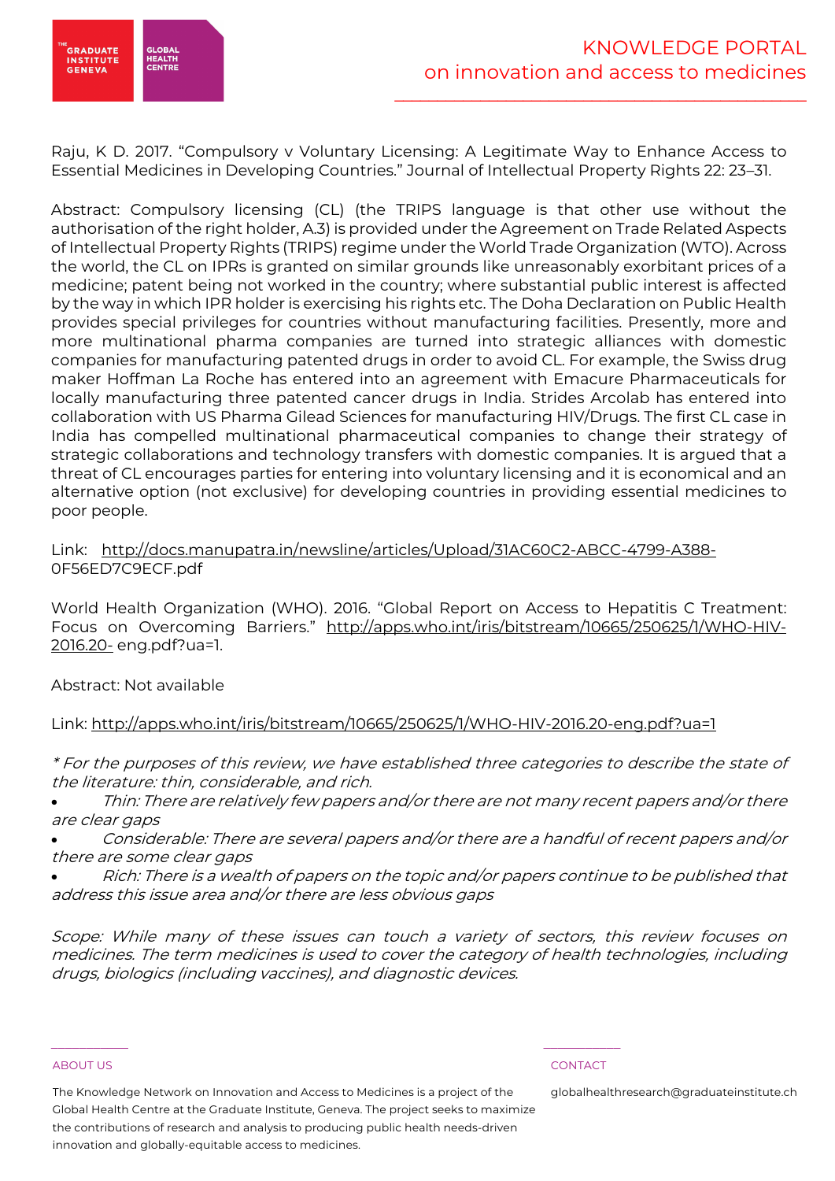Raju, K D. 2017. "Compulsory v Voluntary Licensing: A Legitimate Way to Enhance Access to Essential Medicines in Developing Countries." Journal of Intellectual Property Rights 22: 23–31.

Abstract: Compulsory licensing (CL) (the TRIPS language is that other use without the authorisation of the right holder, A.3) is provided under the Agreement on Trade Related Aspects of Intellectual Property Rights (TRIPS) regime under the World Trade Organization (WTO). Across the world, the CL on IPRs is granted on similar grounds like unreasonably exorbitant prices of a medicine; patent being not worked in the country; where substantial public interest is affected by the way in which IPR holder is exercising his rights etc. The Doha Declaration on Public Health provides special privileges for countries without manufacturing facilities. Presently, more and more multinational pharma companies are turned into strategic alliances with domestic companies for manufacturing patented drugs in order to avoid CL. For example, the Swiss drug maker Hoffman La Roche has entered into an agreement with Emacure Pharmaceuticals for locally manufacturing three patented cancer drugs in India. Strides Arcolab has entered into collaboration with US Pharma Gilead Sciences for manufacturing HIV/Drugs. The first CL case in India has compelled multinational pharmaceutical companies to change their strategy of strategic collaborations and technology transfers with domestic companies. It is argued that a threat of CL encourages parties for entering into voluntary licensing and it is economical and an alternative option (not exclusive) for developing countries in providing essential medicines to poor people.

Link: http://docs.manupatra.in/newsline/articles/Upload/31AC60C2-ABCC-4799-A388-0F56ED7C9ECF.pdf

World Health Organization (WHO). 2016. "Global Report on Access to Hepatitis C Treatment: Focus on Overcoming Barriers." http://apps.who.int/iris/bitstream/10665/250625/1/WHO-HIV-2016.20-eng.pdf?ua=1.

Abstract: Not available

Link: http://apps.who.int/iris/bitstream/10665/250625/1/WHO-HIV-2016.20-eng.pdf?ua=1

*\* For the purposes of this review, we have established three categories to describe the state of the literature: thin, considerable, and rich.*

- *Thin: There are relatively few papers and/or there are not many recent papers and/or there are clear gaps*
- *Considerable: There are several papers and/or there are a handful of recent papers and/or there are some clear gaps*
- *Rich: There is a wealth of papers on the topic and/or papers continue to be published that address this issue area and/or there are less obvious gaps*

*Scope: While many of these issues can touch a variety of sectors, this review focuses on medicines. The term medicines is used to cover the category of health technologies, including drugs, biologics (including vaccines), and diagnostic devices.*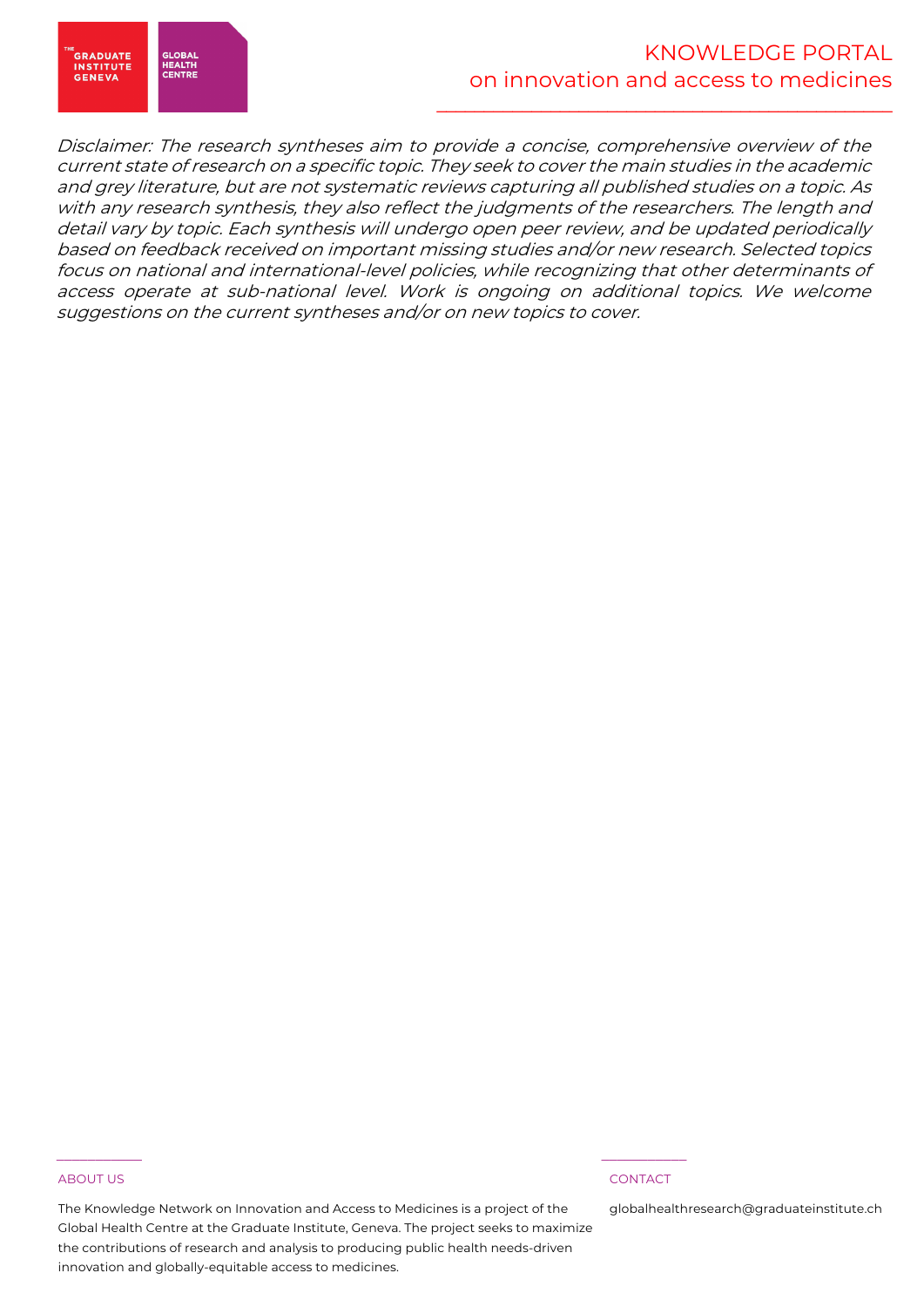*Disclaimer: The research syntheses aim to provide a concise, comprehensive overview of the current state of research on a specific topic. They seek to cover the main studies in the academic and grey literature, but are not systematic reviews capturing all published studies on a topic. As with any research synthesis, they also reflect the judgments of the researchers. The length and detail vary by topic. Each synthesis will undergo open peer review, and be updated periodically based on feedback received on important missing studies and/or new research. Selected topics focus on national and international-level policies, while recognizing that other determinants of access operate at sub-national level. Work is ongoing on additional topics. We welcome suggestions on the current syntheses and/or on new topics to cover.*

ABOUT US

The Knowledge Network on Innovation and Access to Medicines is a project of the Global Health Centre at the Graduate Institute, Geneva. The project seeks to maximize the contributions of research and analysis to producing public health needs-driven innovation and globally-equitable access to medicines.

CONTACT

globalhealthresearch@graduateinstitute.ch